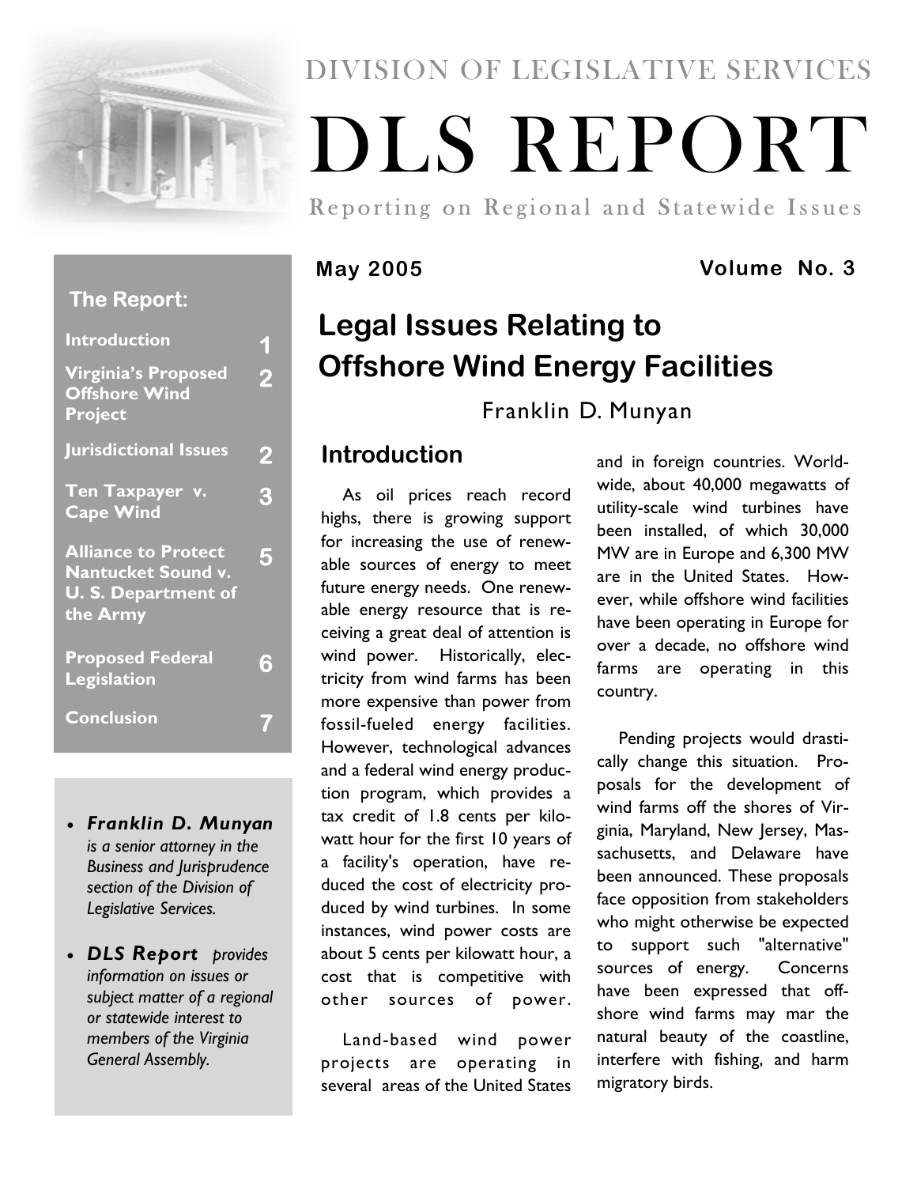DIVISION OF LEGISLATIVE SERVICES

# DLS REPORT

Reporting on Regional and Statewide Issues

**May 2005** **Volume No. 3**

**The Report:**

| | |
|---|---|
| Introduction | 1 |
| Virginia's Proposed Offshore Wind Project | 2 |
| Jurisdictional Issues | 2 |
| Ten Taxpayer v. Cape Wind | 3 |
| Alliance to Protect Nantucket Sound v. U. S. Department of the Army | 5 |
| Proposed Federal Legislation | 6 |
| Conclusion | 7 |

- ***Franklin D. Munyan*** *is a senior attorney in the Business and Jurisprudence section of the Division of Legislative Services.*
- ***DLS Report*** *provides information on issues or subject matter of a regional or statewide interest to members of the Virginia General Assembly.*

## Legal Issues Relating to Offshore Wind Energy Facilities

Franklin D. Munyan

### Introduction

As oil prices reach record highs, there is growing support for increasing the use of renewable sources of energy to meet future energy needs. One renewable energy resource that is receiving a great deal of attention is wind power. Historically, electricity from wind farms has been more expensive than power from fossil-fueled energy facilities. However, technological advances and a federal wind energy production program, which provides a tax credit of 1.8 cents per kilowatt hour for the first 10 years of a facility's operation, have reduced the cost of electricity produced by wind turbines. In some instances, wind power costs are about 5 cents per kilowatt hour, a cost that is competitive with other sources of power.

Land-based wind power projects are operating in several areas of the United States and in foreign countries. Worldwide, about 40,000 megawatts of utility-scale wind turbines have been installed, of which 30,000 MW are in Europe and 6,300 MW are in the United States. However, while offshore wind facilities have been operating in Europe for over a decade, no offshore wind farms are operating in this country.

Pending projects would drastically change this situation. Proposals for the development of wind farms off the shores of Virginia, Maryland, New Jersey, Massachusetts, and Delaware have been announced. These proposals face opposition from stakeholders who might otherwise be expected to support such "alternative" sources of energy. Concerns have been expressed that offshore wind farms may mar the natural beauty of the coastline, interfere with fishing, and harm migratory birds.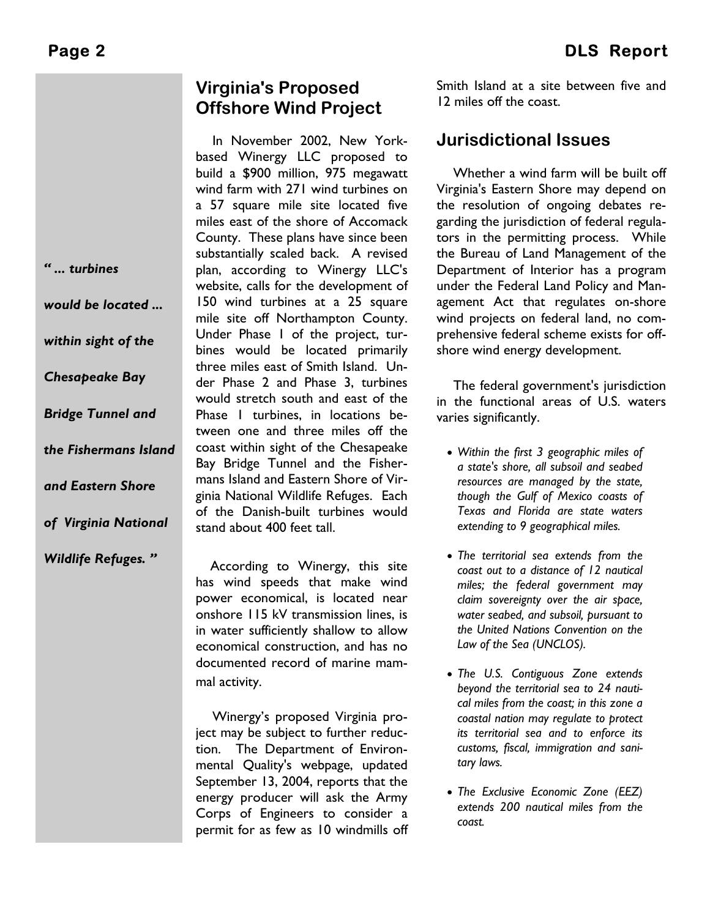## Virginia's Proposed Offshore Wind Project

In November 2002, New York-based Winergy LLC proposed to build a $900 million, 975 megawatt wind farm with 271 wind turbines on a 57 square mile site located five miles east of the shore of Accomack County. These plans have since been substantially scaled back. A revised plan, according to Winergy LLC's website, calls for the development of 150 wind turbines at a 25 square mile site off Northampton County. Under Phase 1 of the project, turbines would be located primarily three miles east of Smith Island. Under Phase 2 and Phase 3, turbines would stretch south and east of the Phase 1 turbines, in locations between one and three miles off the coast within sight of the Chesapeake Bay Bridge Tunnel and the Fishermans Island and Eastern Shore of Virginia National Wildlife Refuges. Each of the Danish-built turbines would stand about 400 feet tall.

*" ... turbines would be located ... within sight of the Chesapeake Bay Bridge Tunnel and the Fishermans Island and Eastern Shore of Virginia National Wildlife Refuges. "*

According to Winergy, this site has wind speeds that make wind power economical, is located near onshore 115 kV transmission lines, is in water sufficiently shallow to allow economical construction, and has no documented record of marine mammal activity.

Winergy's proposed Virginia project may be subject to further reduction. The Department of Environmental Quality's webpage, updated September 13, 2004, reports that the energy producer will ask the Army Corps of Engineers to consider a permit for as few as 10 windmills off Smith Island at a site between five and 12 miles off the coast.

## Jurisdictional Issues

Whether a wind farm will be built off Virginia's Eastern Shore may depend on the resolution of ongoing debates regarding the jurisdiction of federal regulators in the permitting process. While the Bureau of Land Management of the Department of Interior has a program under the Federal Land Policy and Management Act that regulates on-shore wind projects on federal land, no comprehensive federal scheme exists for offshore wind energy development.

The federal government's jurisdiction in the functional areas of U.S. waters varies significantly.

- *Within the first 3 geographic miles of a state's shore, all subsoil and seabed resources are managed by the state, though the Gulf of Mexico coasts of Texas and Florida are state waters extending to 9 geographical miles.*
- *The territorial sea extends from the coast out to a distance of 12 nautical miles; the federal government may claim sovereignty over the air space, water seabed, and subsoil, pursuant to the United Nations Convention on the Law of the Sea (UNCLOS).*
- *The U.S. Contiguous Zone extends beyond the territorial sea to 24 nautical miles from the coast; in this zone a coastal nation may regulate to protect its territorial sea and to enforce its customs, fiscal, immigration and sanitary laws.*
- *The Exclusive Economic Zone (EEZ) extends 200 nautical miles from the coast.*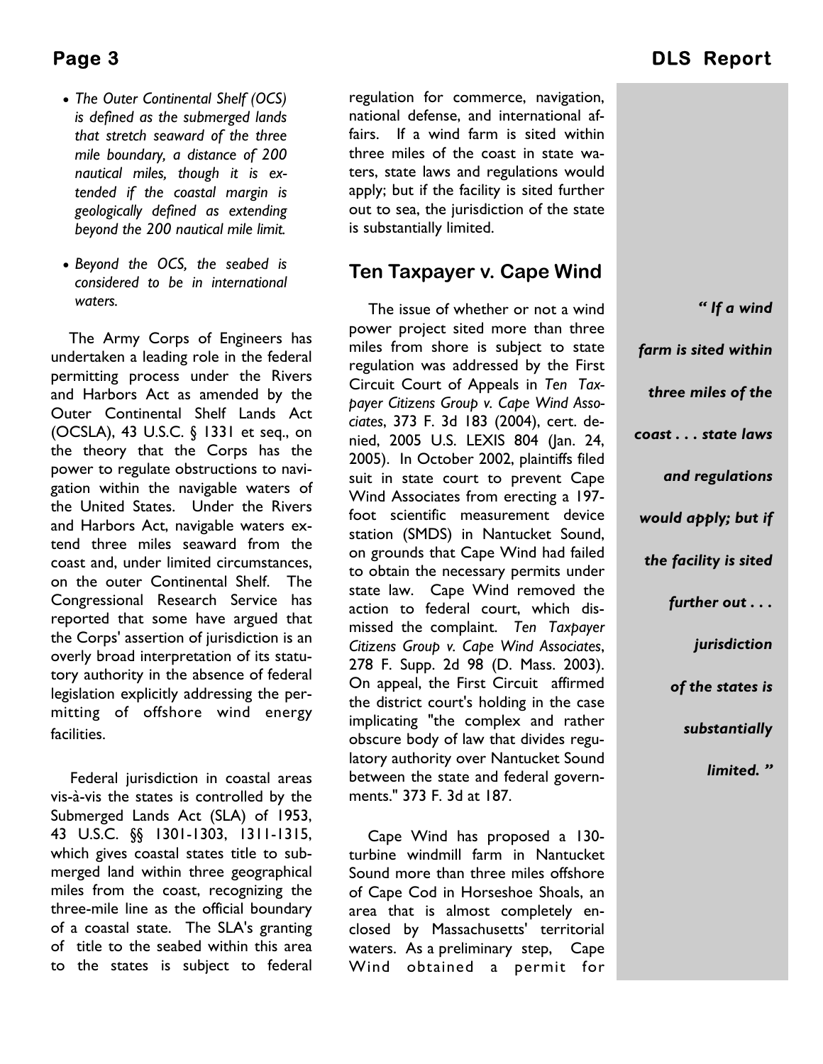- *The Outer Continental Shelf (OCS) is defined as the submerged lands that stretch seaward of the three mile boundary, a distance of 200 nautical miles, though it is extended if the coastal margin is geologically defined as extending beyond the 200 nautical mile limit.*

- *Beyond the OCS, the seabed is considered to be in international waters.*

The Army Corps of Engineers has undertaken a leading role in the federal permitting process under the Rivers and Harbors Act as amended by the Outer Continental Shelf Lands Act (OCSLA), 43 U.S.C. § 1331 et seq., on the theory that the Corps has the power to regulate obstructions to navigation within the navigable waters of the United States. Under the Rivers and Harbors Act, navigable waters extend three miles seaward from the coast and, under limited circumstances, on the outer Continental Shelf. The Congressional Research Service has reported that some have argued that the Corps' assertion of jurisdiction is an overly broad interpretation of its statutory authority in the absence of federal legislation explicitly addressing the permitting of offshore wind energy facilities.

Federal jurisdiction in coastal areas vis-à-vis the states is controlled by the Submerged Lands Act (SLA) of 1953, 43 U.S.C. §§ 1301-1303, 1311-1315, which gives coastal states title to submerged land within three geographical miles from the coast, recognizing the three-mile line as the official boundary of a coastal state. The SLA's granting of title to the seabed within this area to the states is subject to federal regulation for commerce, navigation, national defense, and international affairs. If a wind farm is sited within three miles of the coast in state waters, state laws and regulations would apply; but if the facility is sited further out to sea, the jurisdiction of the state is substantially limited.

## Ten Taxpayer v. Cape Wind

The issue of whether or not a wind power project sited more than three miles from shore is subject to state regulation was addressed by the First Circuit Court of Appeals in *Ten Taxpayer Citizens Group v. Cape Wind Associates*, 373 F. 3d 183 (2004), cert. denied, 2005 U.S. LEXIS 804 (Jan. 24, 2005). In October 2002, plaintiffs filed suit in state court to prevent Cape Wind Associates from erecting a 197-foot scientific measurement device station (SMDS) in Nantucket Sound, on grounds that Cape Wind had failed to obtain the necessary permits under state law. Cape Wind removed the action to federal court, which dismissed the complaint. *Ten Taxpayer Citizens Group v. Cape Wind Associates*, 278 F. Supp. 2d 98 (D. Mass. 2003). On appeal, the First Circuit affirmed the district court's holding in the case implicating "the complex and rather obscure body of law that divides regulatory authority over Nantucket Sound between the state and federal governments." 373 F. 3d at 187.

Cape Wind has proposed a 130-turbine windmill farm in Nantucket Sound more than three miles offshore of Cape Cod in Horseshoe Shoals, an area that is almost completely enclosed by Massachusetts' territorial waters. As a preliminary step, Cape Wind obtained a permit for

> *" If a wind farm is sited within three miles of the coast . . . state laws and regulations would apply; but if the facility is sited further out . . . jurisdiction of the states is substantially limited. "*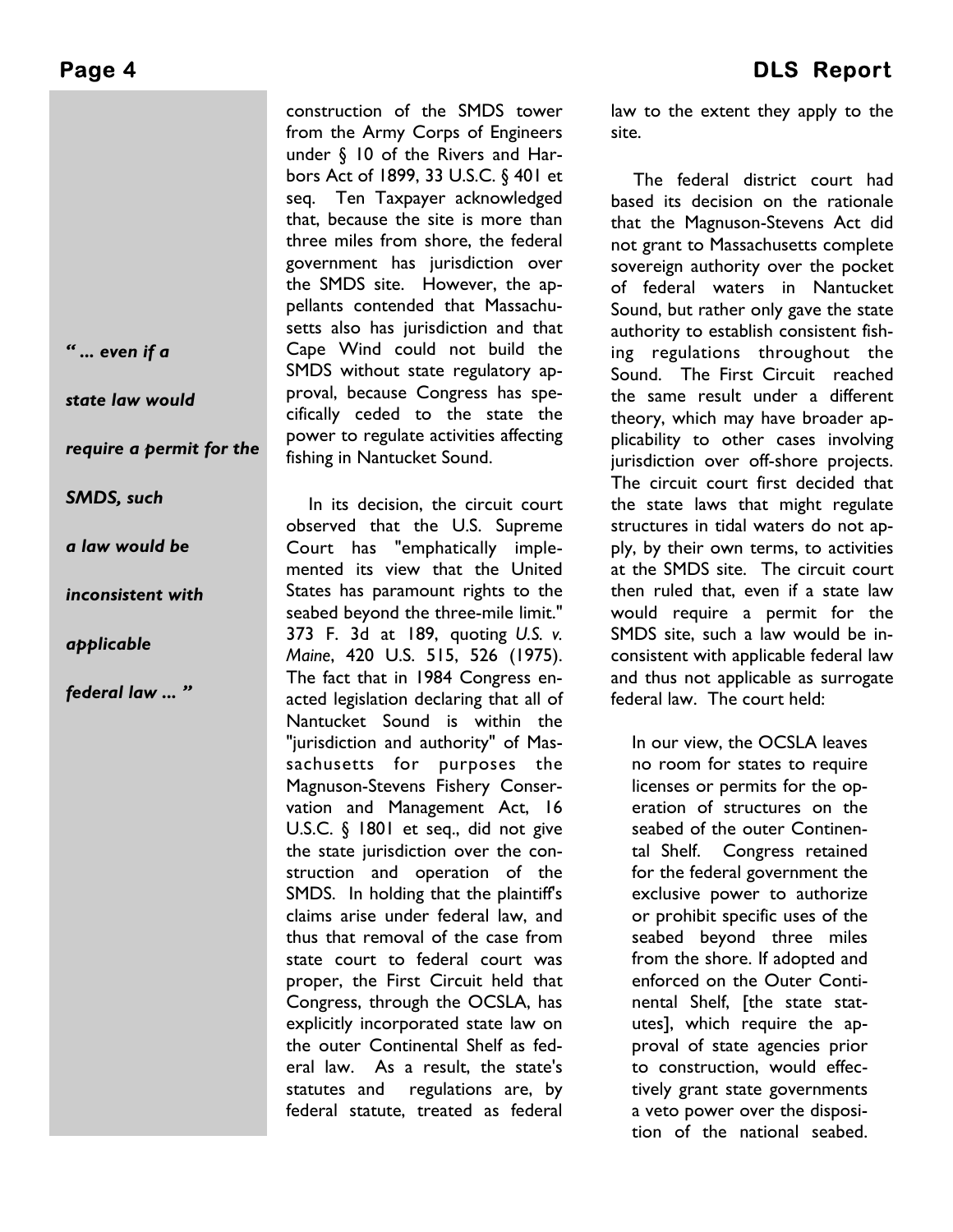*" ... even if a state law would require a permit for the SMDS, such a law would be inconsistent with applicable federal law ... "*

construction of the SMDS tower from the Army Corps of Engineers under § 10 of the Rivers and Harbors Act of 1899, 33 U.S.C. § 401 et seq. Ten Taxpayer acknowledged that, because the site is more than three miles from shore, the federal government has jurisdiction over the SMDS site. However, the appellants contended that Massachusetts also has jurisdiction and that Cape Wind could not build the SMDS without state regulatory approval, because Congress has specifically ceded to the state the power to regulate activities affecting fishing in Nantucket Sound.

In its decision, the circuit court observed that the U.S. Supreme Court has "emphatically implemented its view that the United States has paramount rights to the seabed beyond the three-mile limit." 373 F. 3d at 189, quoting *U.S. v. Maine*, 420 U.S. 515, 526 (1975). The fact that in 1984 Congress enacted legislation declaring that all of Nantucket Sound is within the "jurisdiction and authority" of Massachusetts for purposes the Magnuson-Stevens Fishery Conservation and Management Act, 16 U.S.C. § 1801 et seq., did not give the state jurisdiction over the construction and operation of the SMDS. In holding that the plaintiff's claims arise under federal law, and thus that removal of the case from state court to federal court was proper, the First Circuit held that Congress, through the OCSLA, has explicitly incorporated state law on the outer Continental Shelf as federal law. As a result, the state's statutes and regulations are, by federal statute, treated as federal law to the extent they apply to the site.

The federal district court had based its decision on the rationale that the Magnuson-Stevens Act did not grant to Massachusetts complete sovereign authority over the pocket of federal waters in Nantucket Sound, but rather only gave the state authority to establish consistent fishing regulations throughout the Sound. The First Circuit reached the same result under a different theory, which may have broader applicability to other cases involving jurisdiction over off-shore projects. The circuit court first decided that the state laws that might regulate structures in tidal waters do not apply, by their own terms, to activities at the SMDS site. The circuit court then ruled that, even if a state law would require a permit for the SMDS site, such a law would be inconsistent with applicable federal law and thus not applicable as surrogate federal law. The court held:

> In our view, the OCSLA leaves no room for states to require licenses or permits for the operation of structures on the seabed of the outer Continental Shelf. Congress retained for the federal government the exclusive power to authorize or prohibit specific uses of the seabed beyond three miles from the shore. If adopted and enforced on the Outer Continental Shelf, [the state statutes], which require the approval of state agencies prior to construction, would effectively grant state governments a veto power over the disposition of the national seabed.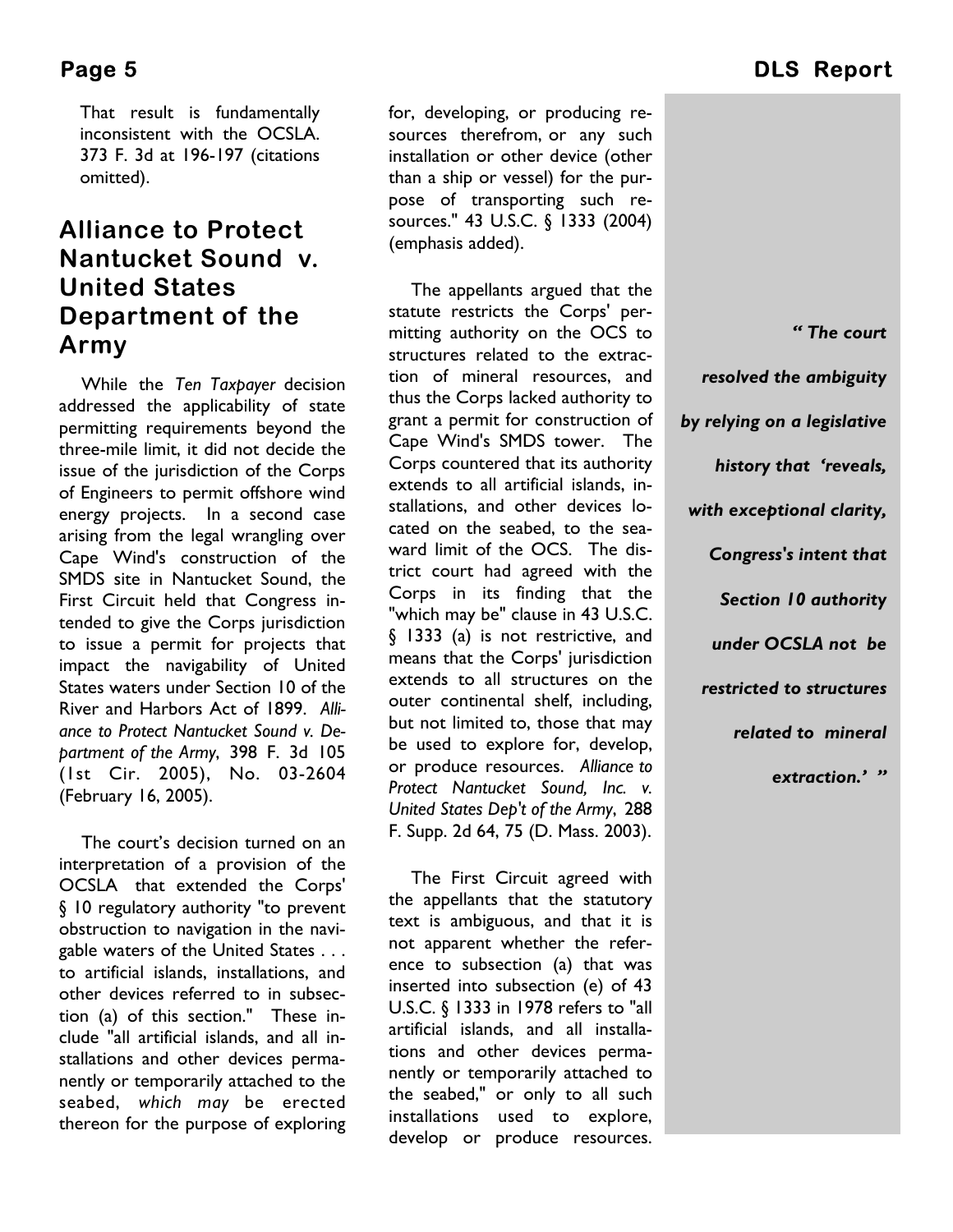That result is fundamentally inconsistent with the OCSLA. 373 F. 3d at 196-197 (citations omitted).

## Alliance to Protect Nantucket Sound v. United States Department of the Army

While the *Ten Taxpayer* decision addressed the applicability of state permitting requirements beyond the three-mile limit, it did not decide the issue of the jurisdiction of the Corps of Engineers to permit offshore wind energy projects. In a second case arising from the legal wrangling over Cape Wind's construction of the SMDS site in Nantucket Sound, the First Circuit held that Congress intended to give the Corps jurisdiction to issue a permit for projects that impact the navigability of United States waters under Section 10 of the River and Harbors Act of 1899. *Alliance to Protect Nantucket Sound v. Department of the Army*, 398 F. 3d 105 (1st Cir. 2005), No. 03-2604 (February 16, 2005).

The court's decision turned on an interpretation of a provision of the OCSLA that extended the Corps' § 10 regulatory authority "to prevent obstruction to navigation in the navigable waters of the United States . . . to artificial islands, installations, and other devices referred to in subsection (a) of this section." These include "all artificial islands, and all installations and other devices permanently or temporarily attached to the seabed, *which may* be erected thereon for the purpose of exploring for, developing, or producing resources therefrom, or any such installation or other device (other than a ship or vessel) for the purpose of transporting such resources." 43 U.S.C. § 1333 (2004) (emphasis added).

The appellants argued that the statute restricts the Corps' permitting authority on the OCS to structures related to the extraction of mineral resources, and thus the Corps lacked authority to grant a permit for construction of Cape Wind's SMDS tower. The Corps countered that its authority extends to all artificial islands, installations, and other devices located on the seabed, to the seaward limit of the OCS. The district court had agreed with the Corps in its finding that the "which may be" clause in 43 U.S.C. § 1333 (a) is not restrictive, and means that the Corps' jurisdiction extends to all structures on the outer continental shelf, including, but not limited to, those that may be used to explore for, develop, or produce resources. *Alliance to Protect Nantucket Sound, Inc. v. United States Dep't of the Army*, 288 F. Supp. 2d 64, 75 (D. Mass. 2003).

The First Circuit agreed with the appellants that the statutory text is ambiguous, and that it is not apparent whether the reference to subsection (a) that was inserted into subsection (e) of 43 U.S.C. § 1333 in 1978 refers to "all artificial islands, and all installations and other devices permanently or temporarily attached to the seabed," or only to all such installations used to explore, develop or produce resources.

> ***" The court resolved the ambiguity by relying on a legislative history that 'reveals, with exceptional clarity, Congress's intent that Section 10 authority under OCSLA not be restricted to structures related to mineral extraction.' "***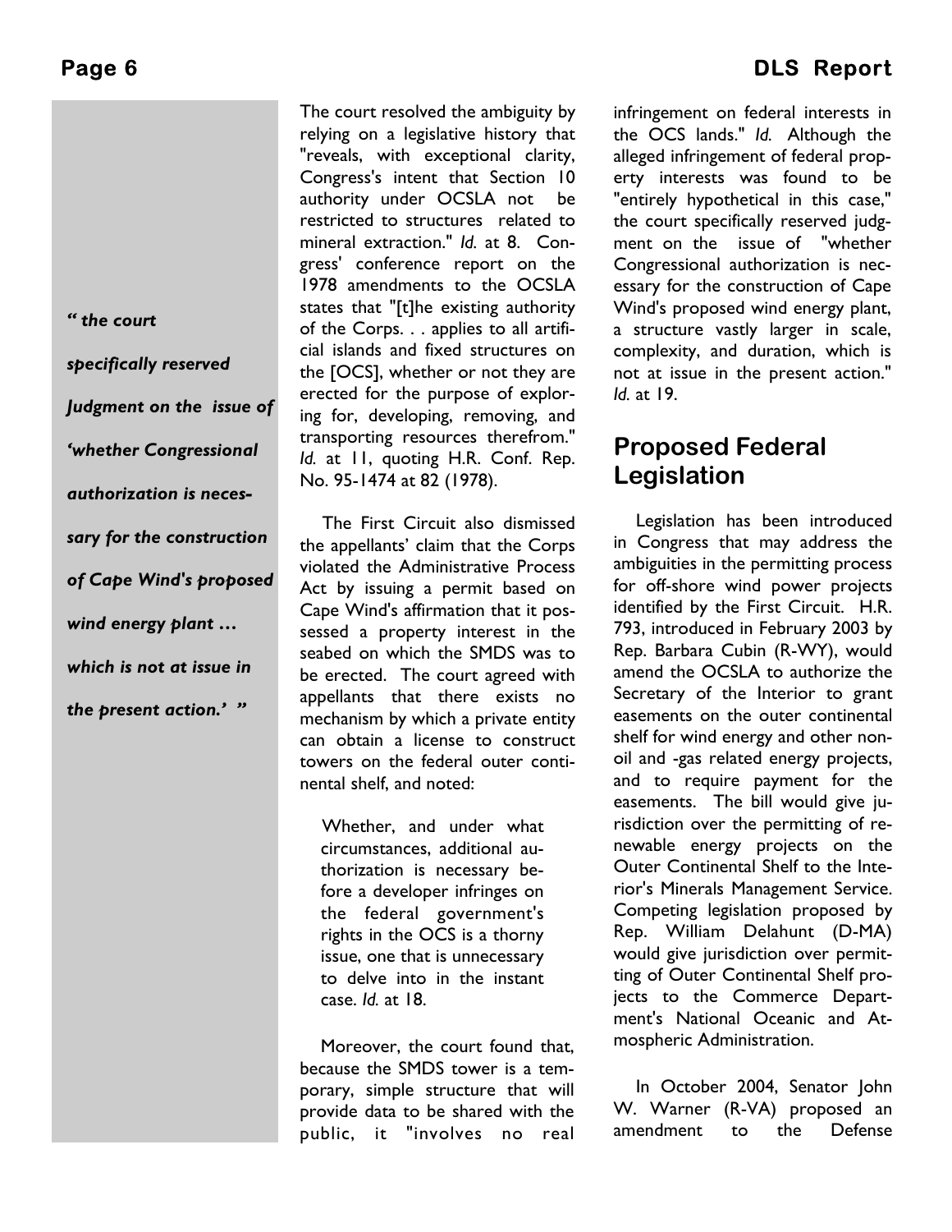The court resolved the ambiguity by relying on a legislative history that "reveals, with exceptional clarity, Congress's intent that Section 10 authority under OCSLA not be restricted to structures related to mineral extraction." *Id.* at 8. Congress' conference report on the 1978 amendments to the OCSLA states that "[t]he existing authority of the Corps. . . applies to all artificial islands and fixed structures on the [OCS], whether or not they are erected for the purpose of exploring for, developing, removing, and transporting resources therefrom." *Id.* at 11, quoting H.R. Conf. Rep. No. 95-1474 at 82 (1978).

The First Circuit also dismissed the appellants' claim that the Corps violated the Administrative Process Act by issuing a permit based on Cape Wind's affirmation that it possessed a property interest in the seabed on which the SMDS was to be erected. The court agreed with appellants that there exists no mechanism by which a private entity can obtain a license to construct towers on the federal outer continental shelf, and noted:

> Whether, and under what circumstances, additional authorization is necessary before a developer infringes on the federal government's rights in the OCS is a thorny issue, one that is unnecessary to delve into in the instant case. *Id.* at 18.

Moreover, the court found that, because the SMDS tower is a temporary, simple structure that will provide data to be shared with the public, it "involves no real infringement on federal interests in the OCS lands." *Id.* Although the alleged infringement of federal property interests was found to be "entirely hypothetical in this case," the court specifically reserved judgment on the issue of "whether Congressional authorization is necessary for the construction of Cape Wind's proposed wind energy plant, a structure vastly larger in scale, complexity, and duration, which is not at issue in the present action." *Id.* at 19.

*" the court specifically reserved Judgment on the issue of 'whether Congressional authorization is necessary for the construction of Cape Wind's proposed wind energy plant … which is not at issue in the present action.' "*

## Proposed Federal Legislation

Legislation has been introduced in Congress that may address the ambiguities in the permitting process for off-shore wind power projects identified by the First Circuit. H.R. 793, introduced in February 2003 by Rep. Barbara Cubin (R-WY), would amend the OCSLA to authorize the Secretary of the Interior to grant easements on the outer continental shelf for wind energy and other non-oil and -gas related energy projects, and to require payment for the easements. The bill would give jurisdiction over the permitting of renewable energy projects on the Outer Continental Shelf to the Interior's Minerals Management Service. Competing legislation proposed by Rep. William Delahunt (D-MA) would give jurisdiction over permitting of Outer Continental Shelf projects to the Commerce Department's National Oceanic and Atmospheric Administration.

In October 2004, Senator John W. Warner (R-VA) proposed an amendment to the Defense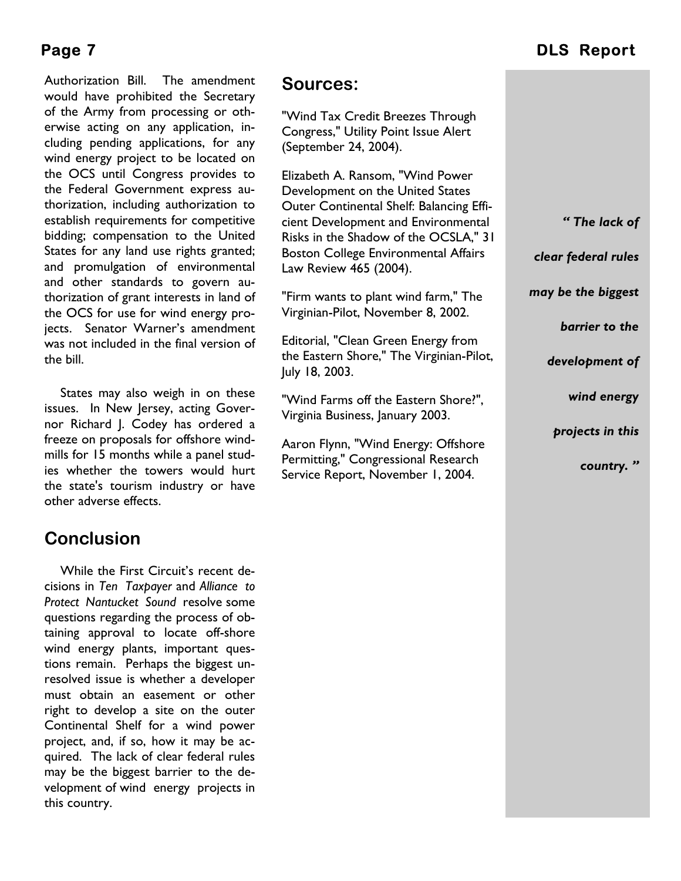Authorization Bill. The amendment would have prohibited the Secretary of the Army from processing or otherwise acting on any application, including pending applications, for any wind energy project to be located on the OCS until Congress provides to the Federal Government express authorization, including authorization to establish requirements for competitive bidding; compensation to the United States for any land use rights granted; and promulgation of environmental and other standards to govern authorization of grant interests in land of the OCS for use for wind energy projects. Senator Warner's amendment was not included in the final version of the bill.

States may also weigh in on these issues. In New Jersey, acting Governor Richard J. Codey has ordered a freeze on proposals for offshore windmills for 15 months while a panel studies whether the towers would hurt the state's tourism industry or have other adverse effects.

## Conclusion

While the First Circuit's recent decisions in *Ten Taxpayer* and *Alliance to Protect Nantucket Sound* resolve some questions regarding the process of obtaining approval to locate off-shore wind energy plants, important questions remain. Perhaps the biggest unresolved issue is whether a developer must obtain an easement or other right to develop a site on the outer Continental Shelf for a wind power project, and, if so, how it may be acquired. The lack of clear federal rules may be the biggest barrier to the development of wind energy projects in this country.

## Sources:

"Wind Tax Credit Breezes Through Congress," Utility Point Issue Alert (September 24, 2004).

Elizabeth A. Ransom, "Wind Power Development on the United States Outer Continental Shelf: Balancing Efficient Development and Environmental Risks in the Shadow of the OCSLA," 31 Boston College Environmental Affairs Law Review 465 (2004).

"Firm wants to plant wind farm," The Virginian-Pilot, November 8, 2002.

Editorial, "Clean Green Energy from the Eastern Shore," The Virginian-Pilot, July 18, 2003.

"Wind Farms off the Eastern Shore?", Virginia Business, January 2003.

Aaron Flynn, "Wind Energy: Offshore Permitting," Congressional Research Service Report, November 1, 2004.

***" The lack of clear federal rules may be the biggest barrier to the development of wind energy projects in this country. "***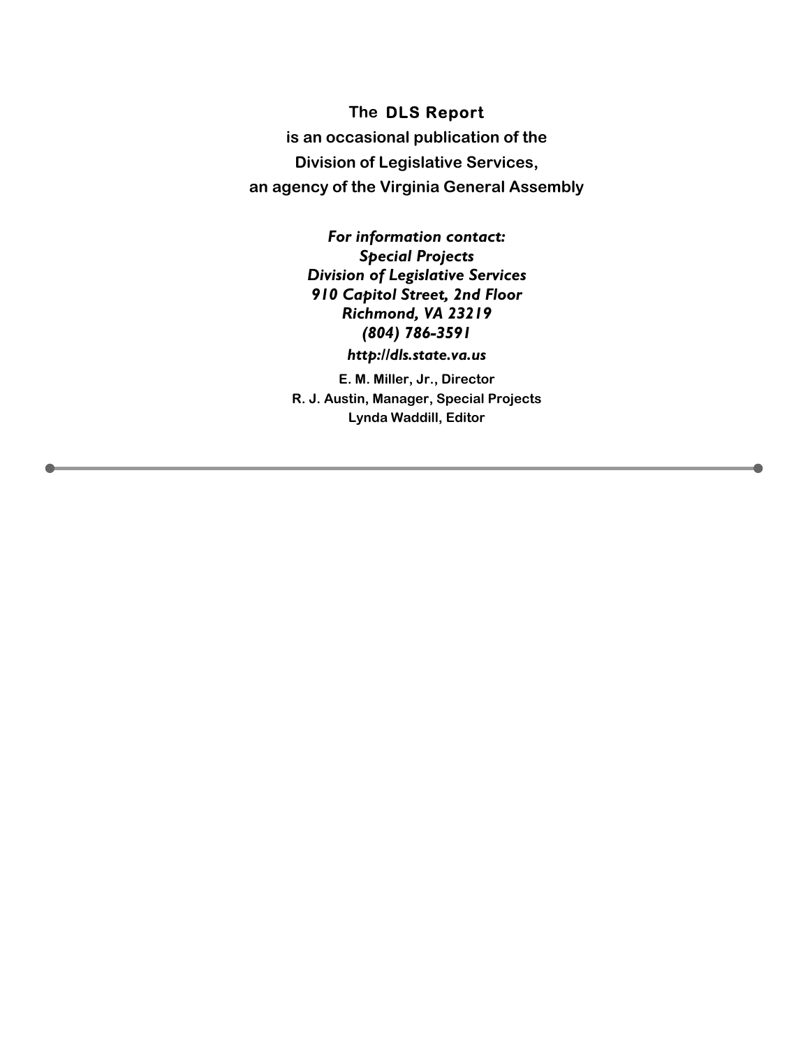**The DLS Report**
**is an occasional publication of the**
**Division of Legislative Services,**
**an agency of the Virginia General Assembly**

***For information contact:***
***Special Projects***
***Division of Legislative Services***
***910 Capitol Street, 2nd Floor***
***Richmond, VA 23219***
***(804) 786-3591***
***http://dls.state.va.us***

**E. M. Miller, Jr., Director**
**R. J. Austin, Manager, Special Projects**
**Lynda Waddill, Editor**